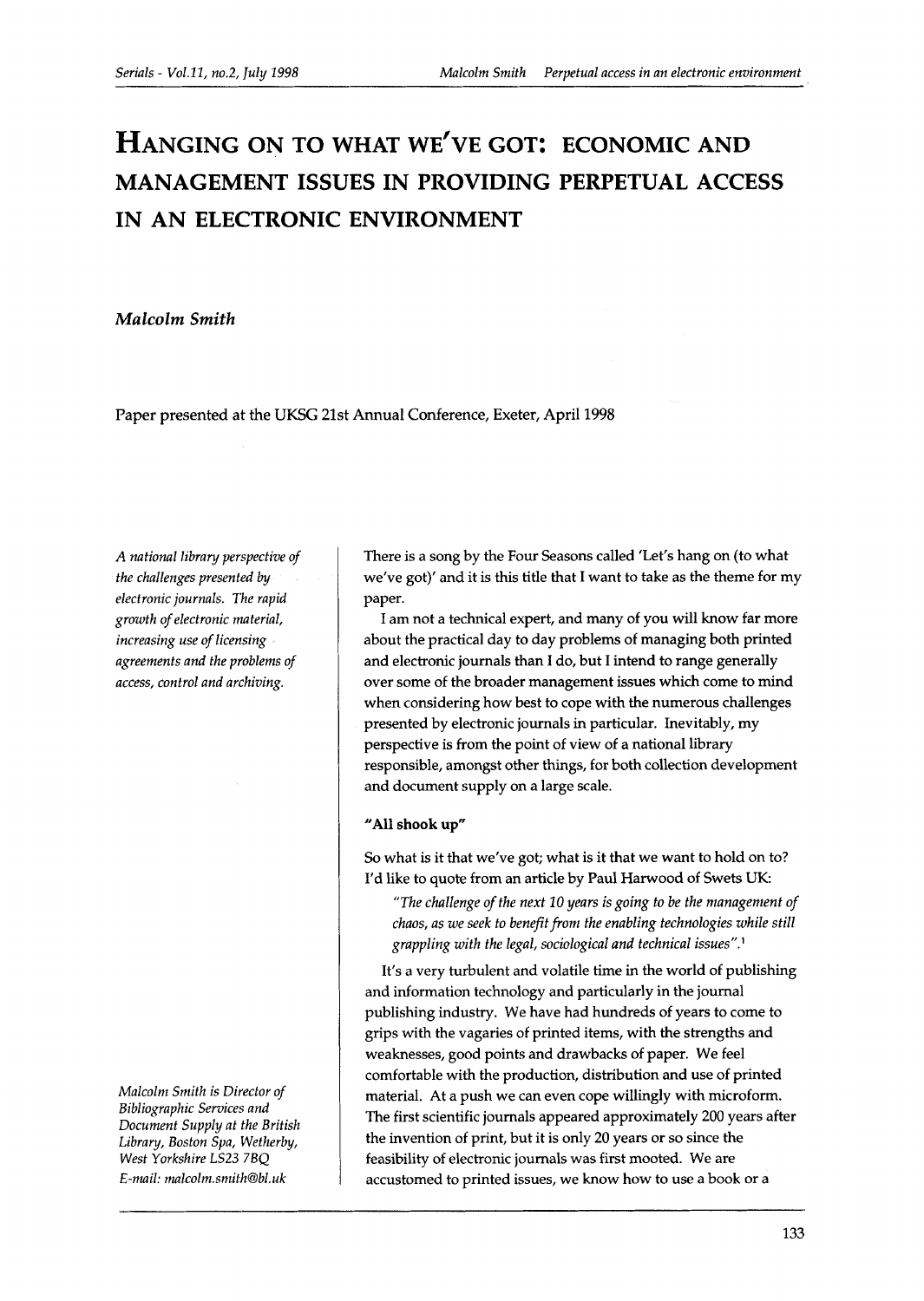# HANGING ON TO WHAT WE'VE GOT: ECONOMIC AND MANAGEMENT ISSUES IN PROVIDING PERPETUAL ACCESS IN AN ELECTRONIC ENVIRONMENT

*Malcolm Smith*

Paper presented at the UKSG 21st Annual Conference, Exeter, April 1998

*A national library perspective of the challenges presented by electronic journals. The rapid growth of electronic material, increasing use of licensing agreements and the problems of access, control and archiving.*

*Malcolm Smith is Director of Bibliographic Services and Document Supply at the British Library, Boston Spa, Wetherby, West Yorkshire LS23 7BQ*
*E-mail: malcolm.smith@bl.uk*

There is a song by the Four Seasons called 'Let's hang on (to what we've got)' and it is this title that I want to take as the theme for my paper.

I am not a technical expert, and many of you will know far more about the practical day to day problems of managing both printed and electronic journals than I do, but I intend to range generally over some of the broader management issues which come to mind when considering how best to cope with the numerous challenges presented by electronic journals in particular. Inevitably, my perspective is from the point of view of a national library responsible, amongst other things, for both collection development and document supply on a large scale.

### "All shook up"

So what is it that we've got; what is it that we want to hold on to? I'd like to quote from an article by Paul Harwood of Swets UK:

> *"The challenge of the next 10 years is going to be the management of chaos, as we seek to benefit from the enabling technologies while still grappling with the legal, sociological and technical issues".*[1]

It's a very turbulent and volatile time in the world of publishing and information technology and particularly in the journal publishing industry. We have had hundreds of years to come to grips with the vagaries of printed items, with the strengths and weaknesses, good points and drawbacks of paper. We feel comfortable with the production, distribution and use of printed material. At a push we can even cope willingly with microform. The first scientific journals appeared approximately 200 years after the invention of print, but it is only 20 years or so since the feasibility of electronic journals was first mooted. We are accustomed to printed issues, we know how to use a book or a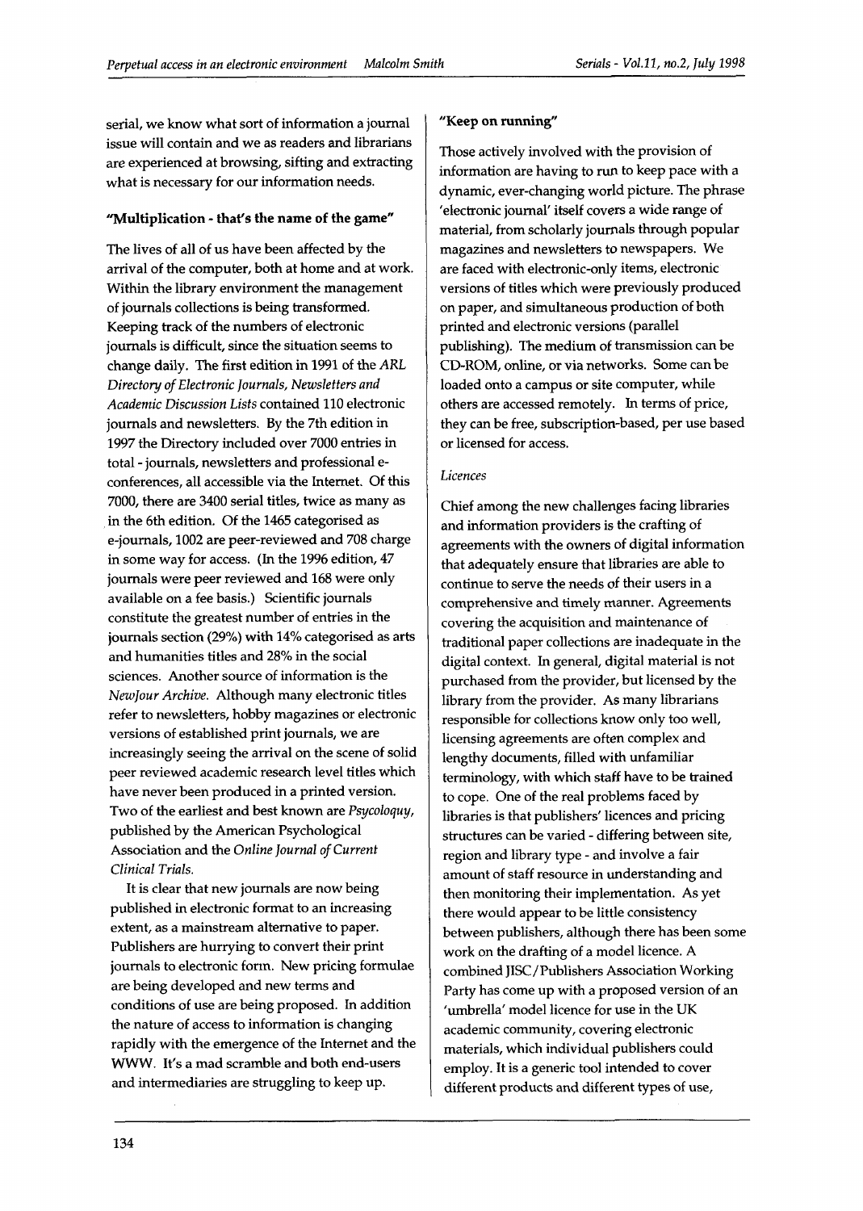serial, we know what sort of information a journal issue will contain and we as readers and librarians are experienced at browsing, sifting and extracting what is necessary for our information needs.

## "Multiplication - that's the name of the game"

The lives of all of us have been affected by the arrival of the computer, both at home and at work. Within the library environment the management of journals collections is being transformed. Keeping track of the numbers of electronic journals is difficult, since the situation seems to change daily. The first edition in 1991 of the *ARL Directory of Electronic Journals, Newsletters and Academic Discussion Lists* contained 110 electronic journals and newsletters. By the 7th edition in 1997 the Directory included over 7000 entries in total - journals, newsletters and professional e-conferences, all accessible via the Internet. Of this 7000, there are 3400 serial titles, twice as many as in the 6th edition. Of the 1465 categorised as e-journals, 1002 are peer-reviewed and 708 charge in some way for access. (In the 1996 edition, 47 journals were peer reviewed and 168 were only available on a fee basis.) Scientific journals constitute the greatest number of entries in the journals section (29%) with 14% categorised as arts and humanities titles and 28% in the social sciences. Another source of information is the *NewJour Archive*. Although many electronic titles refer to newsletters, hobby magazines or electronic versions of established print journals, we are increasingly seeing the arrival on the scene of solid peer reviewed academic research level titles which have never been produced in a printed version. Two of the earliest and best known are *Psycoloquy*, published by the American Psychological Association and the *Online Journal of Current Clinical Trials*.

It is clear that new journals are now being published in electronic format to an increasing extent, as a mainstream alternative to paper. Publishers are hurrying to convert their print journals to electronic form. New pricing formulae are being developed and new terms and conditions of use are being proposed. In addition the nature of access to information is changing rapidly with the emergence of the Internet and the WWW. It's a mad scramble and both end-users and intermediaries are struggling to keep up.

## "Keep on running"

Those actively involved with the provision of information are having to run to keep pace with a dynamic, ever-changing world picture. The phrase 'electronic journal' itself covers a wide range of material, from scholarly journals through popular magazines and newsletters to newspapers. We are faced with electronic-only items, electronic versions of titles which were previously produced on paper, and simultaneous production of both printed and electronic versions (parallel publishing). The medium of transmission can be CD-ROM, online, or via networks. Some can be loaded onto a campus or site computer, while others are accessed remotely. In terms of price, they can be free, subscription-based, per use based or licensed for access.

### *Licences*

Chief among the new challenges facing libraries and information providers is the crafting of agreements with the owners of digital information that adequately ensure that libraries are able to continue to serve the needs of their users in a comprehensive and timely manner. Agreements covering the acquisition and maintenance of traditional paper collections are inadequate in the digital context. In general, digital material is not purchased from the provider, but licensed by the library from the provider. As many librarians responsible for collections know only too well, licensing agreements are often complex and lengthy documents, filled with unfamiliar terminology, with which staff have to be trained to cope. One of the real problems faced by libraries is that publishers' licences and pricing structures can be varied - differing between site, region and library type - and involve a fair amount of staff resource in understanding and then monitoring their implementation. As yet there would appear to be little consistency between publishers, although there has been some work on the drafting of a model licence. A combined JISC/Publishers Association Working Party has come up with a proposed version of an 'umbrella' model licence for use in the UK academic community, covering electronic materials, which individual publishers could employ. It is a generic tool intended to cover different products and different types of use,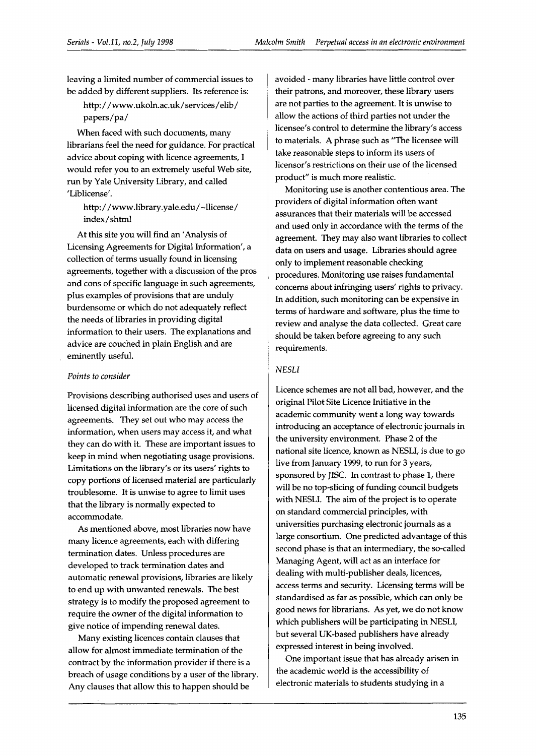leaving a limited number of commercial issues to be added by different suppliers. Its reference is:

http://www.ukoln.ac.uk/services/elib/papers/pa/

When faced with such documents, many librarians feel the need for guidance. For practical advice about coping with licence agreements, I would refer you to an extremely useful Web site, run by Yale University Library, and called 'Liblicense'.

http://www.library.yale.edu/~llicense/index/shtml

At this site you will find an 'Analysis of Licensing Agreements for Digital Information', a collection of terms usually found in licensing agreements, together with a discussion of the pros and cons of specific language in such agreements, plus examples of provisions that are unduly burdensome or which do not adequately reflect the needs of libraries in providing digital information to their users. The explanations and advice are couched in plain English and are eminently useful.

*Points to consider*

Provisions describing authorised uses and users of licensed digital information are the core of such agreements. They set out who may access the information, when users may access it, and what they can do with it. These are important issues to keep in mind when negotiating usage provisions. Limitations on the library's or its users' rights to copy portions of licensed material are particularly troublesome. It is unwise to agree to limit uses that the library is normally expected to accommodate.

As mentioned above, most libraries now have many licence agreements, each with differing termination dates. Unless procedures are developed to track termination dates and automatic renewal provisions, libraries are likely to end up with unwanted renewals. The best strategy is to modify the proposed agreement to require the owner of the digital information to give notice of impending renewal dates.

Many existing licences contain clauses that allow for almost immediate termination of the contract by the information provider if there is a breach of usage conditions by a user of the library. Any clauses that allow this to happen should be avoided - many libraries have little control over their patrons, and moreover, these library users are not parties to the agreement. It is unwise to allow the actions of third parties not under the licensee's control to determine the library's access to materials. A phrase such as "The licensee will take reasonable steps to inform its users of licensor's restrictions on their use of the licensed product" is much more realistic.

Monitoring use is another contentious area. The providers of digital information often want assurances that their materials will be accessed and used only in accordance with the terms of the agreement. They may also want libraries to collect data on users and usage. Libraries should agree only to implement reasonable checking procedures. Monitoring use raises fundamental concerns about infringing users' rights to privacy. In addition, such monitoring can be expensive in terms of hardware and software, plus the time to review and analyse the data collected. Great care should be taken before agreeing to any such requirements.

*NESLI*

Licence schemes are not all bad, however, and the original Pilot Site Licence Initiative in the academic community went a long way towards introducing an acceptance of electronic journals in the university environment. Phase 2 of the national site licence, known as NESLI, is due to go live from January 1999, to run for 3 years, sponsored by JISC. In contrast to phase 1, there will be no top-slicing of funding council budgets with NESLI. The aim of the project is to operate on standard commercial principles, with universities purchasing electronic journals as a large consortium. One predicted advantage of this second phase is that an intermediary, the so-called Managing Agent, will act as an interface for dealing with multi-publisher deals, licences, access terms and security. Licensing terms will be standardised as far as possible, which can only be good news for librarians. As yet, we do not know which publishers will be participating in NESLI, but several UK-based publishers have already expressed interest in being involved.

One important issue that has already arisen in the academic world is the accessibility of electronic materials to students studying in a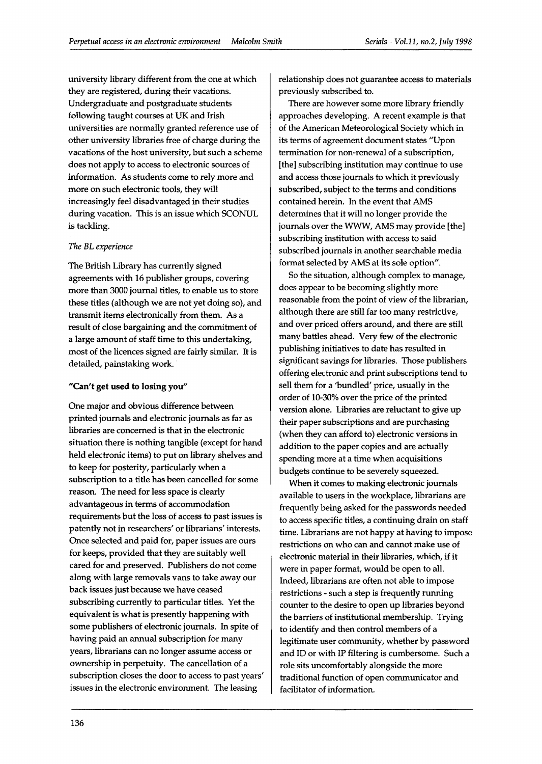university library different from the one at which they are registered, during their vacations. Undergraduate and postgraduate students following taught courses at UK and Irish universities are normally granted reference use of other university libraries free of charge during the vacations of the host university, but such a scheme does not apply to access to electronic sources of information. As students come to rely more and more on such electronic tools, they will increasingly feel disadvantaged in their studies during vacation. This is an issue which SCONUL is tackling.

*The BL experience*

The British Library has currently signed agreements with 16 publisher groups, covering more than 3000 journal titles, to enable us to store these titles (although we are not yet doing so), and transmit items electronically from them. As a result of close bargaining and the commitment of a large amount of staff time to this undertaking, most of the licences signed are fairly similar. It is detailed, painstaking work.

### "Can't get used to losing you"

One major and obvious difference between printed journals and electronic journals as far as libraries are concerned is that in the electronic situation there is nothing tangible (except for hand held electronic items) to put on library shelves and to keep for posterity, particularly when a subscription to a title has been cancelled for some reason. The need for less space is clearly advantageous in terms of accommodation requirements but the loss of access to past issues is patently not in researchers' or librarians' interests. Once selected and paid for, paper issues are ours for keeps, provided that they are suitably well cared for and preserved. Publishers do not come along with large removals vans to take away our back issues just because we have ceased subscribing currently to particular titles. Yet the equivalent is what is presently happening with some publishers of electronic journals. In spite of having paid an annual subscription for many years, librarians can no longer assume access or ownership in perpetuity. The cancellation of a subscription closes the door to access to past years' issues in the electronic environment. The leasing relationship does not guarantee access to materials previously subscribed to.

There are however some more library friendly approaches developing. A recent example is that of the American Meteorological Society which in its terms of agreement document states "Upon termination for non-renewal of a subscription, [the] subscribing institution may continue to use and access those journals to which it previously subscribed, subject to the terms and conditions contained herein. In the event that AMS determines that it will no longer provide the journals over the WWW, AMS may provide [the] subscribing institution with access to said subscribed journals in another searchable media format selected by AMS at its sole option".

So the situation, although complex to manage, does appear to be becoming slightly more reasonable from the point of view of the librarian, although there are still far too many restrictive, and over priced offers around, and there are still many battles ahead. Very few of the electronic publishing initiatives to date has resulted in significant savings for libraries. Those publishers offering electronic and print subscriptions tend to sell them for a 'bundled' price, usually in the order of 10-30% over the price of the printed version alone. Libraries are reluctant to give up their paper subscriptions and are purchasing (when they can afford to) electronic versions in addition to the paper copies and are actually spending more at a time when acquisitions budgets continue to be severely squeezed.

When it comes to making electronic journals available to users in the workplace, librarians are frequently being asked for the passwords needed to access specific titles, a continuing drain on staff time. Librarians are not happy at having to impose restrictions on who can and cannot make use of electronic material in their libraries, which, if it were in paper format, would be open to all. Indeed, librarians are often not able to impose restrictions - such a step is frequently running counter to the desire to open up libraries beyond the barriers of institutional membership. Trying to identify and then control members of a legitimate user community, whether by password and ID or with IP filtering is cumbersome. Such a role sits uncomfortably alongside the more traditional function of open communicator and facilitator of information.